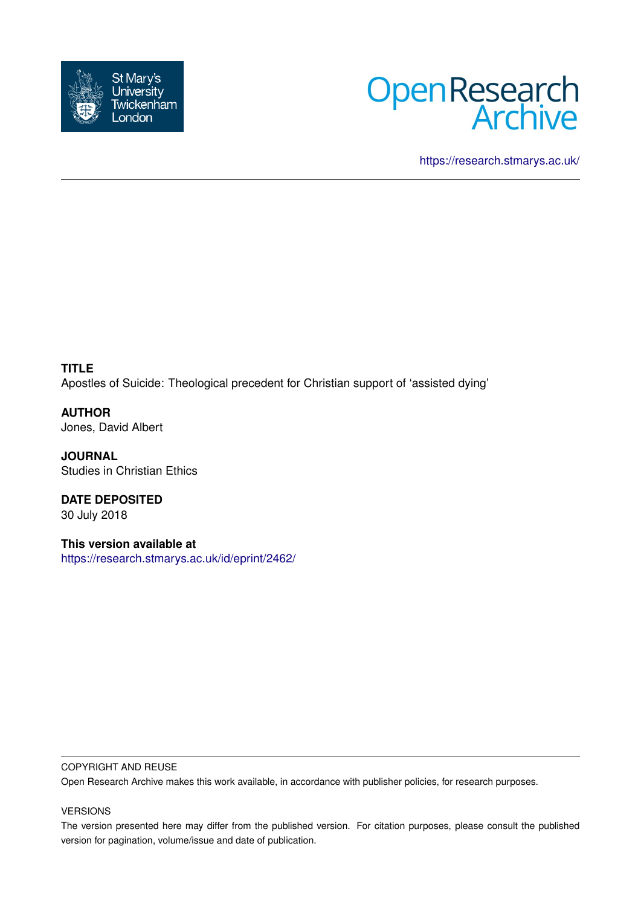St Mary's University Twickenham London

Open Research Archive

https://research.stmarys.ac.uk/

**TITLE**
Apostles of Suicide: Theological precedent for Christian support of 'assisted dying'

**AUTHOR**
Jones, David Albert

**JOURNAL**
Studies in Christian Ethics

**DATE DEPOSITED**
30 July 2018

**This version available at**
https://research.stmarys.ac.uk/id/eprint/2462/

COPYRIGHT AND REUSE

Open Research Archive makes this work available, in accordance with publisher policies, for research purposes.

VERSIONS

The version presented here may differ from the published version. For citation purposes, please consult the published version for pagination, volume/issue and date of publication.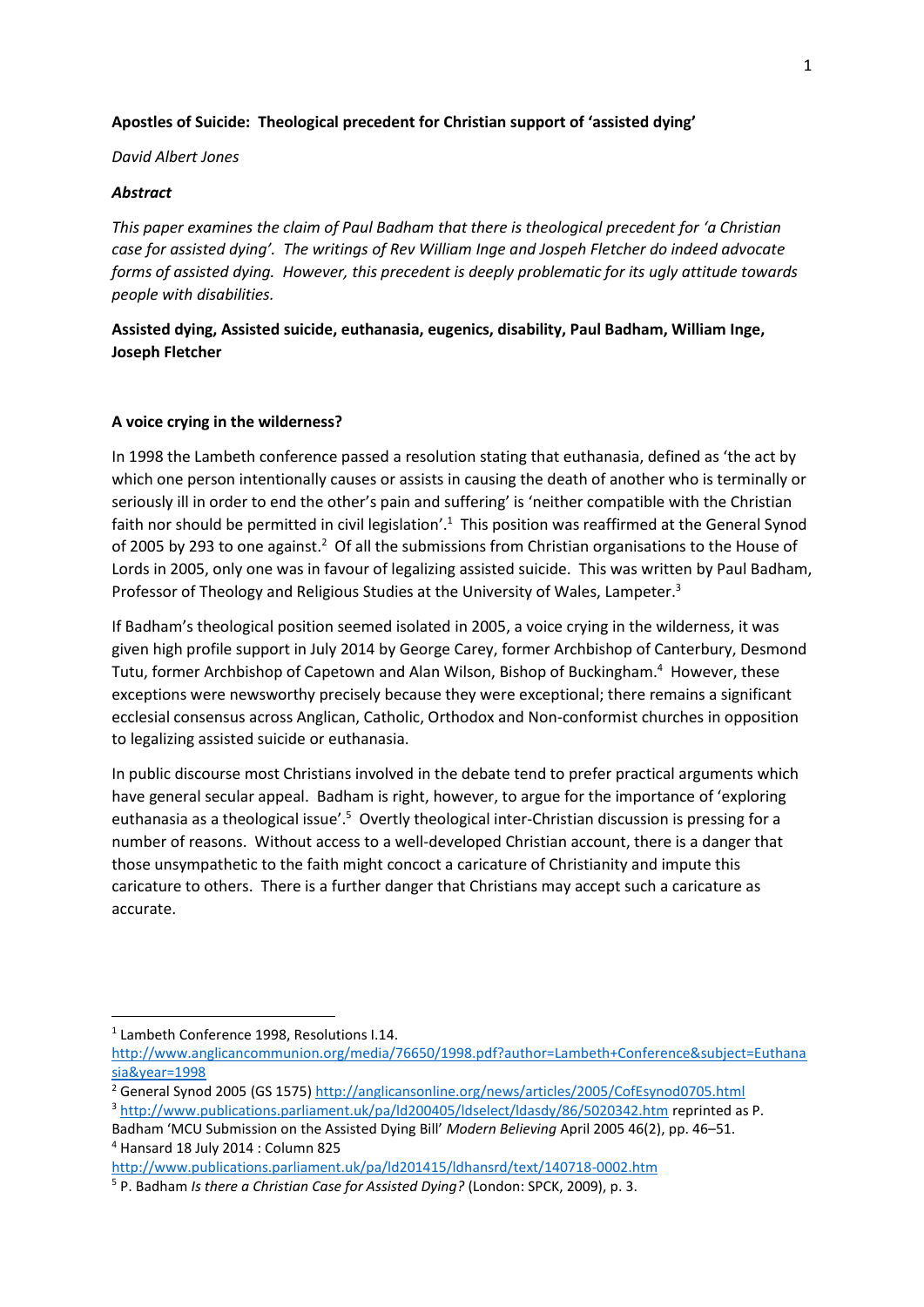**Apostles of Suicide: Theological precedent for Christian support of 'assisted dying'**

*David Albert Jones*

***Abstract***

*This paper examines the claim of Paul Badham that there is theological precedent for 'a Christian case for assisted dying'. The writings of Rev William Inge and Jospeh Fletcher do indeed advocate forms of assisted dying. However, this precedent is deeply problematic for its ugly attitude towards people with disabilities.*

**Assisted dying, Assisted suicide, euthanasia, eugenics, disability, Paul Badham, William Inge, Joseph Fletcher**

**A voice crying in the wilderness?**

In 1998 the Lambeth conference passed a resolution stating that euthanasia, defined as 'the act by which one person intentionally causes or assists in causing the death of another who is terminally or seriously ill in order to end the other's pain and suffering' is 'neither compatible with the Christian faith nor should be permitted in civil legislation'.[1] This position was reaffirmed at the General Synod of 2005 by 293 to one against.[2] Of all the submissions from Christian organisations to the House of Lords in 2005, only one was in favour of legalizing assisted suicide. This was written by Paul Badham, Professor of Theology and Religious Studies at the University of Wales, Lampeter.[3]

If Badham's theological position seemed isolated in 2005, a voice crying in the wilderness, it was given high profile support in July 2014 by George Carey, former Archbishop of Canterbury, Desmond Tutu, former Archbishop of Capetown and Alan Wilson, Bishop of Buckingham.[4] However, these exceptions were newsworthy precisely because they were exceptional; there remains a significant ecclesial consensus across Anglican, Catholic, Orthodox and Non-conformist churches in opposition to legalizing assisted suicide or euthanasia.

In public discourse most Christians involved in the debate tend to prefer practical arguments which have general secular appeal. Badham is right, however, to argue for the importance of 'exploring euthanasia as a theological issue'.[5] Overtly theological inter-Christian discussion is pressing for a number of reasons. Without access to a well-developed Christian account, there is a danger that those unsympathetic to the faith might concoct a caricature of Christianity and impute this caricature to others. There is a further danger that Christians may accept such a caricature as accurate.

---

[1] Lambeth Conference 1998, Resolutions I.14. http://www.anglicancommunion.org/media/76650/1998.pdf?author=Lambeth+Conference&subject=Euthanasia&year=1998

[2] General Synod 2005 (GS 1575) http://anglicansonline.org/news/articles/2005/CofEsynod0705.html

[3] http://www.publications.parliament.uk/pa/ld200405/ldselect/ldasdy/86/5020342.htm reprinted as P. Badham 'MCU Submission on the Assisted Dying Bill' *Modern Believing* April 2005 46(2), pp. 46–51.

[4] Hansard 18 July 2014 : Column 825 http://www.publications.parliament.uk/pa/ld201415/ldhansrd/text/140718-0002.htm

[5] P. Badham *Is there a Christian Case for Assisted Dying?* (London: SPCK, 2009), p. 3.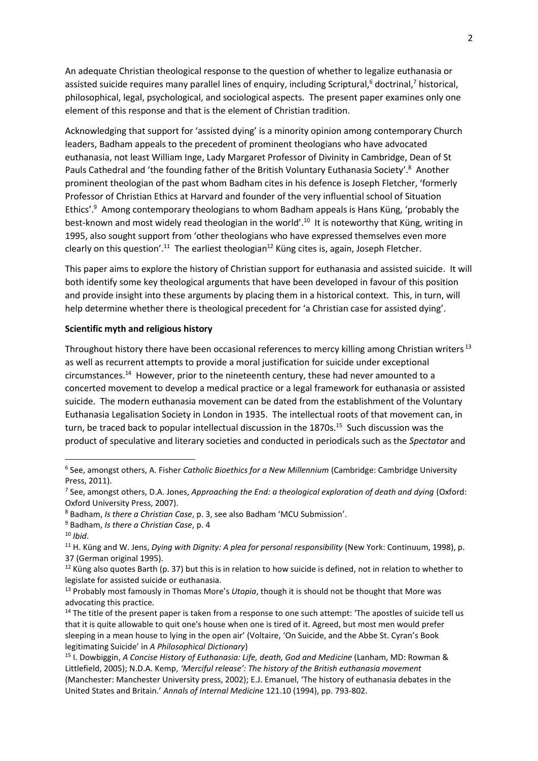An adequate Christian theological response to the question of whether to legalize euthanasia or assisted suicide requires many parallel lines of enquiry, including Scriptural,[6] doctrinal,[7] historical, philosophical, legal, psychological, and sociological aspects. The present paper examines only one element of this response and that is the element of Christian tradition.

Acknowledging that support for 'assisted dying' is a minority opinion among contemporary Church leaders, Badham appeals to the precedent of prominent theologians who have advocated euthanasia, not least William Inge, Lady Margaret Professor of Divinity in Cambridge, Dean of St Pauls Cathedral and 'the founding father of the British Voluntary Euthanasia Society'.[8] Another prominent theologian of the past whom Badham cites in his defence is Joseph Fletcher, 'formerly Professor of Christian Ethics at Harvard and founder of the very influential school of Situation Ethics'.[9] Among contemporary theologians to whom Badham appeals is Hans Küng, 'probably the best-known and most widely read theologian in the world'.[10] It is noteworthy that Küng, writing in 1995, also sought support from 'other theologians who have expressed themselves even more clearly on this question'.[11] The earliest theologian[12] Küng cites is, again, Joseph Fletcher.

This paper aims to explore the history of Christian support for euthanasia and assisted suicide. It will both identify some key theological arguments that have been developed in favour of this position and provide insight into these arguments by placing them in a historical context. This, in turn, will help determine whether there is theological precedent for 'a Christian case for assisted dying'.

**Scientific myth and religious history**

Throughout history there have been occasional references to mercy killing among Christian writers[13] as well as recurrent attempts to provide a moral justification for suicide under exceptional circumstances.[14] However, prior to the nineteenth century, these had never amounted to a concerted movement to develop a medical practice or a legal framework for euthanasia or assisted suicide. The modern euthanasia movement can be dated from the establishment of the Voluntary Euthanasia Legalisation Society in London in 1935. The intellectual roots of that movement can, in turn, be traced back to popular intellectual discussion in the 1870s.[15] Such discussion was the product of speculative and literary societies and conducted in periodicals such as the *Spectator* and

---

[6] See, amongst others, A. Fisher *Catholic Bioethics for a New Millennium* (Cambridge: Cambridge University Press, 2011).

[7] See, amongst others, D.A. Jones, *Approaching the End: a theological exploration of death and dying* (Oxford: Oxford University Press, 2007).

[8] Badham, *Is there a Christian Case*, p. 3, see also Badham 'MCU Submission'.

[9] Badham, *Is there a Christian Case*, p. 4

[10] *Ibid*.

[11] H. Küng and W. Jens, *Dying with Dignity: A plea for personal responsibility* (New York: Continuum, 1998), p. 37 (German original 1995).

[12] Küng also quotes Barth (p. 37) but this is in relation to how suicide is defined, not in relation to whether to legislate for assisted suicide or euthanasia.

[13] Probably most famously in Thomas More's *Utopia*, though it is should not be thought that More was advocating this practice.

[14] The title of the present paper is taken from a response to one such attempt: 'The apostles of suicide tell us that it is quite allowable to quit one's house when one is tired of it. Agreed, but most men would prefer sleeping in a mean house to lying in the open air' (Voltaire, 'On Suicide, and the Abbe St. Cyran's Book legitimating Suicide' in *A Philosophical Dictionary*)

[15] I. Dowbiggin, *A Concise History of Euthanasia: Life, death, God and Medicine* (Lanham, MD: Rowman & Littlefield, 2005); N.D.A. Kemp, *'Merciful release': The history of the British euthanasia movement* (Manchester: Manchester University press, 2002); E.J. Emanuel, 'The history of euthanasia debates in the United States and Britain.' *Annals of Internal Medicine* 121.10 (1994), pp. 793-802.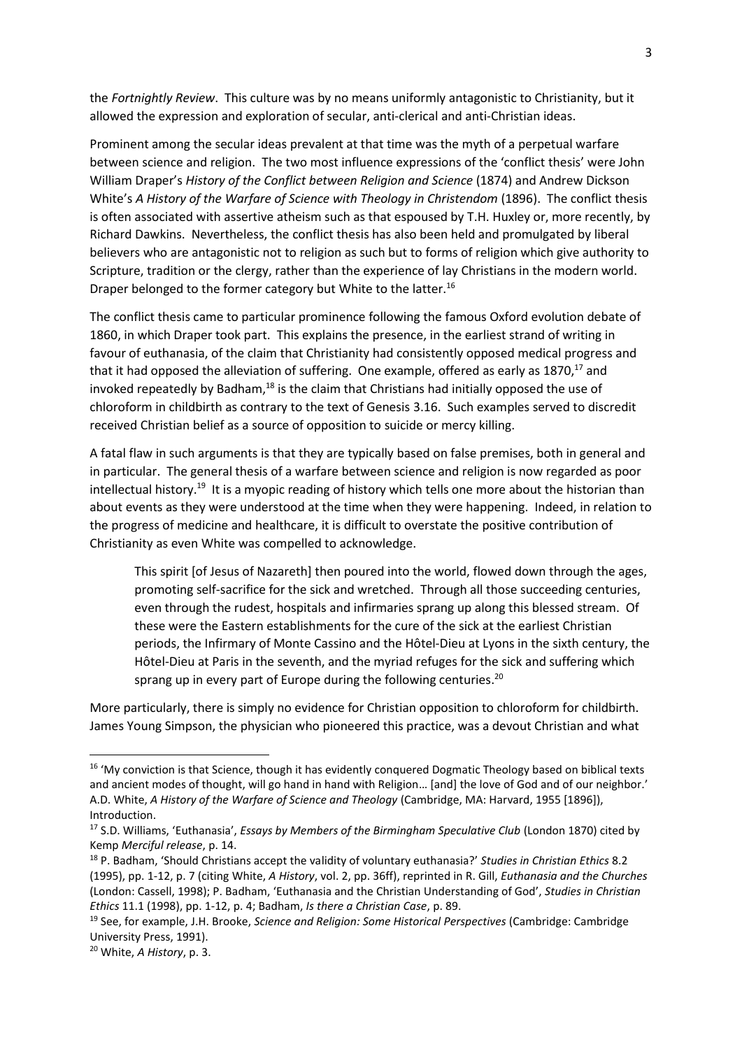the *Fortnightly Review*. This culture was by no means uniformly antagonistic to Christianity, but it allowed the expression and exploration of secular, anti-clerical and anti-Christian ideas.

Prominent among the secular ideas prevalent at that time was the myth of a perpetual warfare between science and religion. The two most influence expressions of the 'conflict thesis' were John William Draper's *History of the Conflict between Religion and Science* (1874) and Andrew Dickson White's *A History of the Warfare of Science with Theology in Christendom* (1896). The conflict thesis is often associated with assertive atheism such as that espoused by T.H. Huxley or, more recently, by Richard Dawkins. Nevertheless, the conflict thesis has also been held and promulgated by liberal believers who are antagonistic not to religion as such but to forms of religion which give authority to Scripture, tradition or the clergy, rather than the experience of lay Christians in the modern world. Draper belonged to the former category but White to the latter.[16]

The conflict thesis came to particular prominence following the famous Oxford evolution debate of 1860, in which Draper took part. This explains the presence, in the earliest strand of writing in favour of euthanasia, of the claim that Christianity had consistently opposed medical progress and that it had opposed the alleviation of suffering. One example, offered as early as 1870,[17] and invoked repeatedly by Badham,[18] is the claim that Christians had initially opposed the use of chloroform in childbirth as contrary to the text of Genesis 3.16. Such examples served to discredit received Christian belief as a source of opposition to suicide or mercy killing.

A fatal flaw in such arguments is that they are typically based on false premises, both in general and in particular. The general thesis of a warfare between science and religion is now regarded as poor intellectual history.[19] It is a myopic reading of history which tells one more about the historian than about events as they were understood at the time when they were happening. Indeed, in relation to the progress of medicine and healthcare, it is difficult to overstate the positive contribution of Christianity as even White was compelled to acknowledge.

> This spirit [of Jesus of Nazareth] then poured into the world, flowed down through the ages, promoting self-sacrifice for the sick and wretched. Through all those succeeding centuries, even through the rudest, hospitals and infirmaries sprang up along this blessed stream. Of these were the Eastern establishments for the cure of the sick at the earliest Christian periods, the Infirmary of Monte Cassino and the Hôtel-Dieu at Lyons in the sixth century, the Hôtel-Dieu at Paris in the seventh, and the myriad refuges for the sick and suffering which sprang up in every part of Europe during the following centuries.[20]

More particularly, there is simply no evidence for Christian opposition to chloroform for childbirth. James Young Simpson, the physician who pioneered this practice, was a devout Christian and what

---

[16] 'My conviction is that Science, though it has evidently conquered Dogmatic Theology based on biblical texts and ancient modes of thought, will go hand in hand with Religion… [and] the love of God and of our neighbor.' A.D. White, *A History of the Warfare of Science and Theology* (Cambridge, MA: Harvard, 1955 [1896]), Introduction.

[17] S.D. Williams, 'Euthanasia', *Essays by Members of the Birmingham Speculative Club* (London 1870) cited by Kemp *Merciful release*, p. 14.

[18] P. Badham, 'Should Christians accept the validity of voluntary euthanasia?' *Studies in Christian Ethics* 8.2 (1995), pp. 1-12, p. 7 (citing White, *A History*, vol. 2, pp. 36ff), reprinted in R. Gill, *Euthanasia and the Churches* (London: Cassell, 1998); P. Badham, 'Euthanasia and the Christian Understanding of God', *Studies in Christian Ethics* 11.1 (1998), pp. 1-12, p. 4; Badham, *Is there a Christian Case*, p. 89.

[19] See, for example, J.H. Brooke, *Science and Religion: Some Historical Perspectives* (Cambridge: Cambridge University Press, 1991).

[20] White, *A History*, p. 3.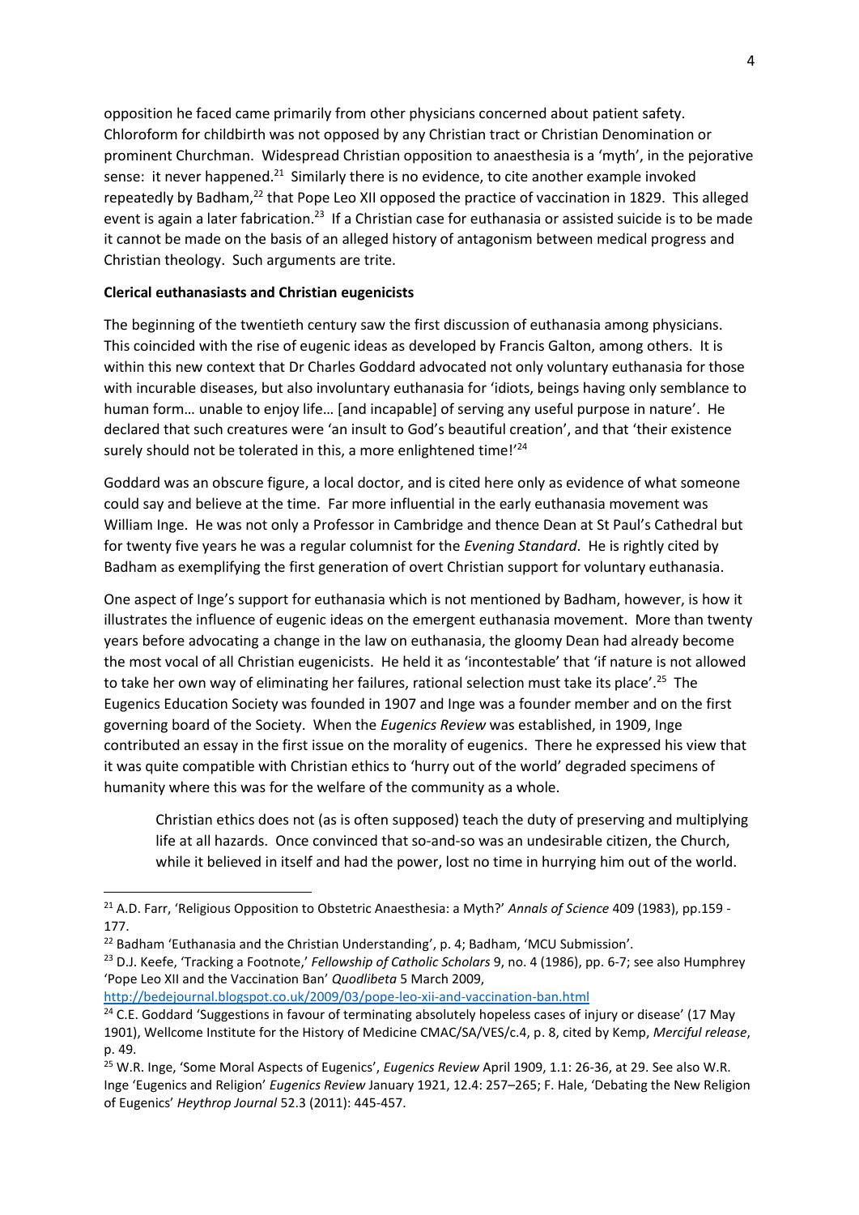opposition he faced came primarily from other physicians concerned about patient safety. Chloroform for childbirth was not opposed by any Christian tract or Christian Denomination or prominent Churchman. Widespread Christian opposition to anaesthesia is a 'myth', in the pejorative sense: it never happened.[21] Similarly there is no evidence, to cite another example invoked repeatedly by Badham,[22] that Pope Leo XII opposed the practice of vaccination in 1829. This alleged event is again a later fabrication.[23] If a Christian case for euthanasia or assisted suicide is to be made it cannot be made on the basis of an alleged history of antagonism between medical progress and Christian theology. Such arguments are trite.

**Clerical euthanasiasts and Christian eugenicists**

The beginning of the twentieth century saw the first discussion of euthanasia among physicians. This coincided with the rise of eugenic ideas as developed by Francis Galton, among others. It is within this new context that Dr Charles Goddard advocated not only voluntary euthanasia for those with incurable diseases, but also involuntary euthanasia for 'idiots, beings having only semblance to human form… unable to enjoy life… [and incapable] of serving any useful purpose in nature'. He declared that such creatures were 'an insult to God's beautiful creation', and that 'their existence surely should not be tolerated in this, a more enlightened time!'[24]

Goddard was an obscure figure, a local doctor, and is cited here only as evidence of what someone could say and believe at the time. Far more influential in the early euthanasia movement was William Inge. He was not only a Professor in Cambridge and thence Dean at St Paul's Cathedral but for twenty five years he was a regular columnist for the *Evening Standard*. He is rightly cited by Badham as exemplifying the first generation of overt Christian support for voluntary euthanasia.

One aspect of Inge's support for euthanasia which is not mentioned by Badham, however, is how it illustrates the influence of eugenic ideas on the emergent euthanasia movement. More than twenty years before advocating a change in the law on euthanasia, the gloomy Dean had already become the most vocal of all Christian eugenicists. He held it as 'incontestable' that 'if nature is not allowed to take her own way of eliminating her failures, rational selection must take its place'.[25] The Eugenics Education Society was founded in 1907 and Inge was a founder member and on the first governing board of the Society. When the *Eugenics Review* was established, in 1909, Inge contributed an essay in the first issue on the morality of eugenics. There he expressed his view that it was quite compatible with Christian ethics to 'hurry out of the world' degraded specimens of humanity where this was for the welfare of the community as a whole.

> Christian ethics does not (as is often supposed) teach the duty of preserving and multiplying life at all hazards. Once convinced that so-and-so was an undesirable citizen, the Church, while it believed in itself and had the power, lost no time in hurrying him out of the world.

---

[21] A.D. Farr, 'Religious Opposition to Obstetric Anaesthesia: a Myth?' *Annals of Science* 409 (1983), pp.159 - 177.

[22] Badham 'Euthanasia and the Christian Understanding', p. 4; Badham, 'MCU Submission'.

[23] D.J. Keefe, 'Tracking a Footnote,' *Fellowship of Catholic Scholars* 9, no. 4 (1986), pp. 6-7; see also Humphrey 'Pope Leo XII and the Vaccination Ban' *Quodlibeta* 5 March 2009, http://bedejournal.blogspot.co.uk/2009/03/pope-leo-xii-and-vaccination-ban.html

[24] C.E. Goddard 'Suggestions in favour of terminating absolutely hopeless cases of injury or disease' (17 May 1901), Wellcome Institute for the History of Medicine CMAC/SA/VES/c.4, p. 8, cited by Kemp, *Merciful release*, p. 49.

[25] W.R. Inge, 'Some Moral Aspects of Eugenics', *Eugenics Review* April 1909, 1.1: 26-36, at 29. See also W.R. Inge 'Eugenics and Religion' *Eugenics Review* January 1921, 12.4: 257–265; F. Hale, 'Debating the New Religion of Eugenics' *Heythrop Journal* 52.3 (2011): 445-457.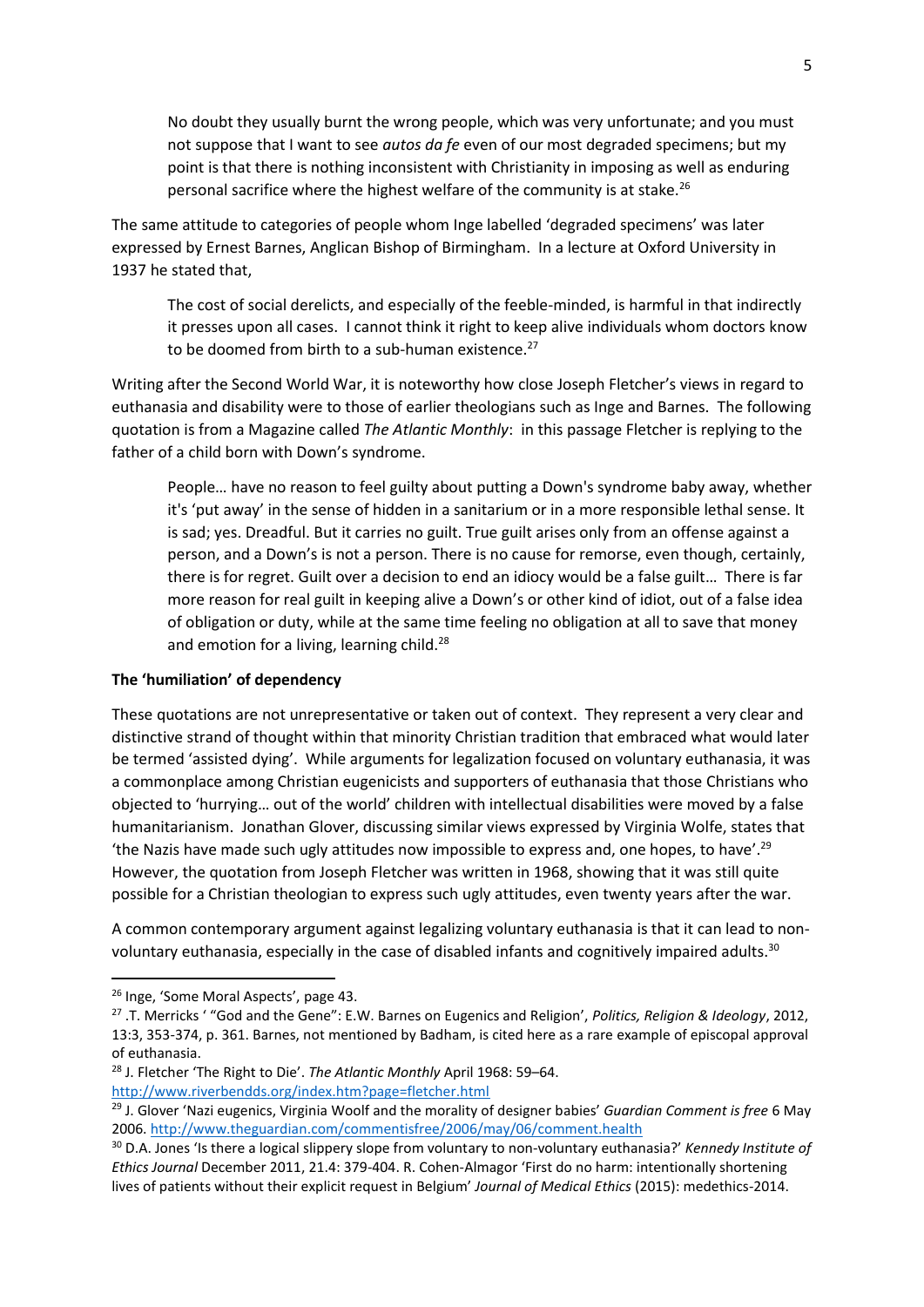> No doubt they usually burnt the wrong people, which was very unfortunate; and you must not suppose that I want to see *autos da fe* even of our most degraded specimens; but my point is that there is nothing inconsistent with Christianity in imposing as well as enduring personal sacrifice where the highest welfare of the community is at stake.[26]

The same attitude to categories of people whom Inge labelled 'degraded specimens' was later expressed by Ernest Barnes, Anglican Bishop of Birmingham. In a lecture at Oxford University in 1937 he stated that,

> The cost of social derelicts, and especially of the feeble-minded, is harmful in that indirectly it presses upon all cases. I cannot think it right to keep alive individuals whom doctors know to be doomed from birth to a sub-human existence.[27]

Writing after the Second World War, it is noteworthy how close Joseph Fletcher's views in regard to euthanasia and disability were to those of earlier theologians such as Inge and Barnes. The following quotation is from a Magazine called *The Atlantic Monthly*: in this passage Fletcher is replying to the father of a child born with Down's syndrome.

> People… have no reason to feel guilty about putting a Down's syndrome baby away, whether it's 'put away' in the sense of hidden in a sanitarium or in a more responsible lethal sense. It is sad; yes. Dreadful. But it carries no guilt. True guilt arises only from an offense against a person, and a Down's is not a person. There is no cause for remorse, even though, certainly, there is for regret. Guilt over a decision to end an idiocy would be a false guilt… There is far more reason for real guilt in keeping alive a Down's or other kind of idiot, out of a false idea of obligation or duty, while at the same time feeling no obligation at all to save that money and emotion for a living, learning child.[28]

### The 'humiliation' of dependency

These quotations are not unrepresentative or taken out of context. They represent a very clear and distinctive strand of thought within that minority Christian tradition that embraced what would later be termed 'assisted dying'. While arguments for legalization focused on voluntary euthanasia, it was a commonplace among Christian eugenicists and supporters of euthanasia that those Christians who objected to 'hurrying… out of the world' children with intellectual disabilities were moved by a false humanitarianism. Jonathan Glover, discussing similar views expressed by Virginia Wolfe, states that 'the Nazis have made such ugly attitudes now impossible to express and, one hopes, to have'.[29] However, the quotation from Joseph Fletcher was written in 1968, showing that it was still quite possible for a Christian theologian to express such ugly attitudes, even twenty years after the war.

A common contemporary argument against legalizing voluntary euthanasia is that it can lead to non-voluntary euthanasia, especially in the case of disabled infants and cognitively impaired adults.[30]

---

[26] Inge, 'Some Moral Aspects', page 43.

[27] .T. Merricks ' "God and the Gene": E.W. Barnes on Eugenics and Religion', *Politics, Religion & Ideology*, 2012, 13:3, 353-374, p. 361. Barnes, not mentioned by Badham, is cited here as a rare example of episcopal approval of euthanasia.

[28] J. Fletcher 'The Right to Die'. *The Atlantic Monthly* April 1968: 59–64. http://www.riverbendds.org/index.htm?page=fletcher.html

[29] J. Glover 'Nazi eugenics, Virginia Woolf and the morality of designer babies' *Guardian Comment is free* 6 May 2006. http://www.theguardian.com/commentisfree/2006/may/06/comment.health

[30] D.A. Jones 'Is there a logical slippery slope from voluntary to non-voluntary euthanasia?' *Kennedy Institute of Ethics Journal* December 2011, 21.4: 379-404. R. Cohen-Almagor 'First do no harm: intentionally shortening lives of patients without their explicit request in Belgium' *Journal of Medical Ethics* (2015): medethics-2014.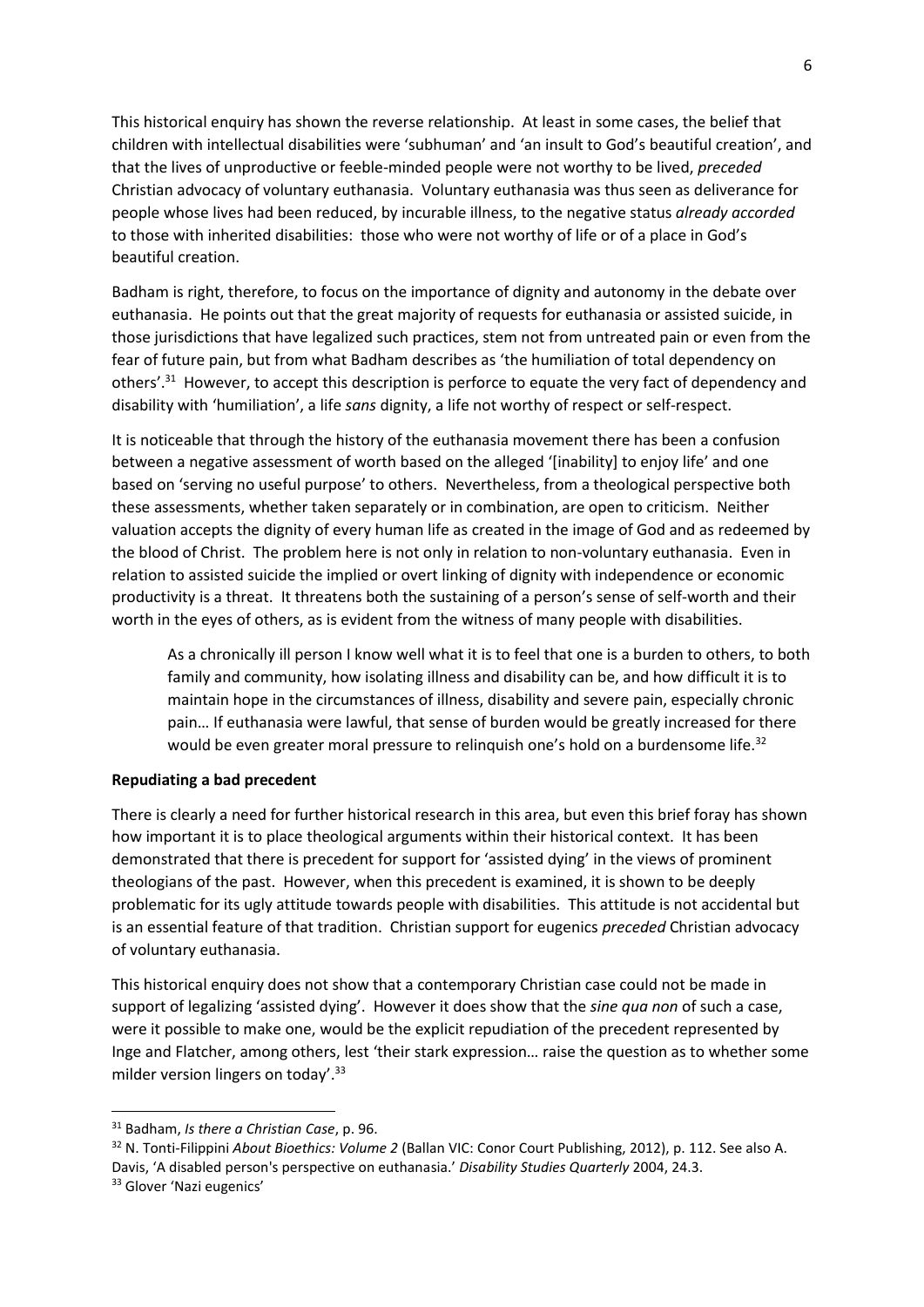This historical enquiry has shown the reverse relationship. At least in some cases, the belief that children with intellectual disabilities were 'subhuman' and 'an insult to God's beautiful creation', and that the lives of unproductive or feeble-minded people were not worthy to be lived, *preceded* Christian advocacy of voluntary euthanasia. Voluntary euthanasia was thus seen as deliverance for people whose lives had been reduced, by incurable illness, to the negative status *already accorded* to those with inherited disabilities: those who were not worthy of life or of a place in God's beautiful creation.

Badham is right, therefore, to focus on the importance of dignity and autonomy in the debate over euthanasia. He points out that the great majority of requests for euthanasia or assisted suicide, in those jurisdictions that have legalized such practices, stem not from untreated pain or even from the fear of future pain, but from what Badham describes as 'the humiliation of total dependency on others'.[31] However, to accept this description is perforce to equate the very fact of dependency and disability with 'humiliation', a life *sans* dignity, a life not worthy of respect or self-respect.

It is noticeable that through the history of the euthanasia movement there has been a confusion between a negative assessment of worth based on the alleged '[inability] to enjoy life' and one based on 'serving no useful purpose' to others. Nevertheless, from a theological perspective both these assessments, whether taken separately or in combination, are open to criticism. Neither valuation accepts the dignity of every human life as created in the image of God and as redeemed by the blood of Christ. The problem here is not only in relation to non-voluntary euthanasia. Even in relation to assisted suicide the implied or overt linking of dignity with independence or economic productivity is a threat. It threatens both the sustaining of a person's sense of self-worth and their worth in the eyes of others, as is evident from the witness of many people with disabilities.

> As a chronically ill person I know well what it is to feel that one is a burden to others, to both family and community, how isolating illness and disability can be, and how difficult it is to maintain hope in the circumstances of illness, disability and severe pain, especially chronic pain… If euthanasia were lawful, that sense of burden would be greatly increased for there would be even greater moral pressure to relinquish one's hold on a burdensome life.[32]

**Repudiating a bad precedent**

There is clearly a need for further historical research in this area, but even this brief foray has shown how important it is to place theological arguments within their historical context. It has been demonstrated that there is precedent for support for 'assisted dying' in the views of prominent theologians of the past. However, when this precedent is examined, it is shown to be deeply problematic for its ugly attitude towards people with disabilities. This attitude is not accidental but is an essential feature of that tradition. Christian support for eugenics *preceded* Christian advocacy of voluntary euthanasia.

This historical enquiry does not show that a contemporary Christian case could not be made in support of legalizing 'assisted dying'. However it does show that the *sine qua non* of such a case, were it possible to make one, would be the explicit repudiation of the precedent represented by Inge and Flatcher, among others, lest 'their stark expression… raise the question as to whether some milder version lingers on today'.[33]

---

[31] Badham, *Is there a Christian Case*, p. 96.

[32] N. Tonti-Filippini *About Bioethics: Volume 2* (Ballan VIC: Conor Court Publishing, 2012), p. 112. See also A. Davis, 'A disabled person's perspective on euthanasia.' *Disability Studies Quarterly* 2004, 24.3.

[33] Glover 'Nazi eugenics'